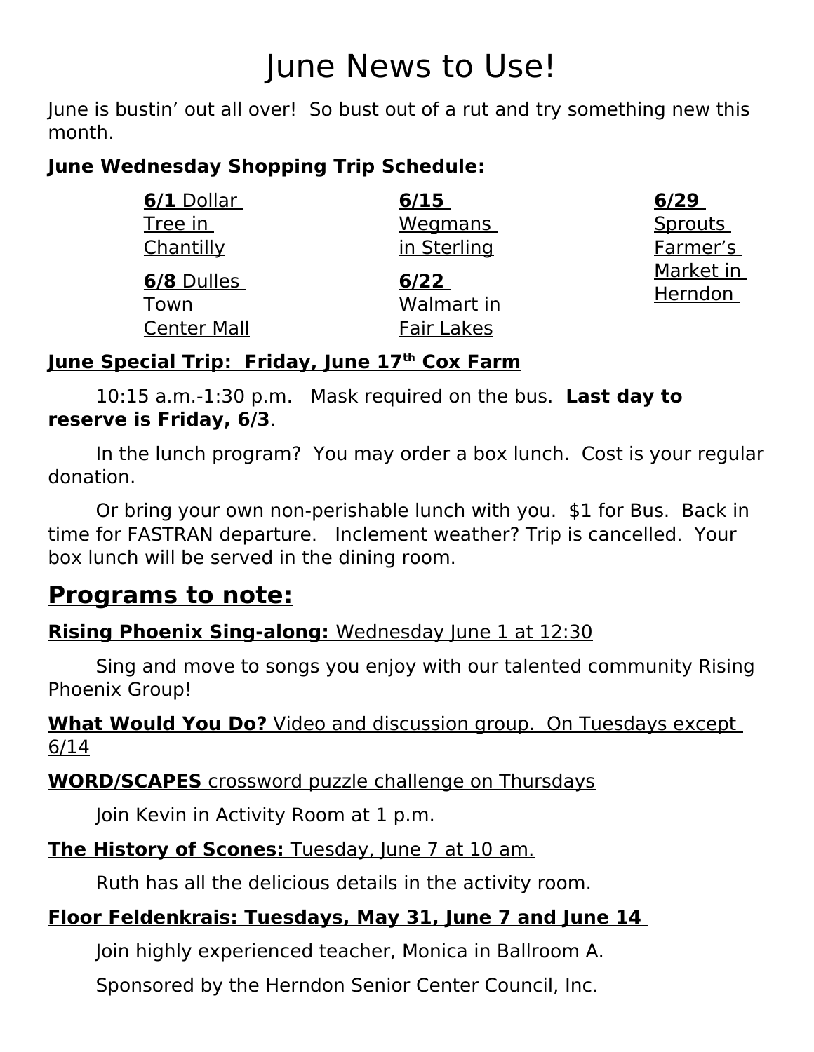# June News to Use!

June is bustin' out all over! So bust out of a rut and try something new this month.

**June Wednesday Shopping Trip Schedule:**

**6/1** Dollar Tree in Chantilly

**6/8** Dulles Town Center Mall

**6/15** Wegmans in Sterling

**6/22** Walmart in Fair Lakes

**6/29** Sprouts Farmer's Market in Herndon

**June Special Trip: Friday, June 17th Cox Farm**

10:15 a.m.-1:30 p.m. Mask required on the bus. **Last day to reserve is Friday, 6/3**.

In the lunch program? You may order a box lunch. Cost is your regular donation.

Or bring your own non-perishable lunch with you. $1 for Bus. Back in time for FASTRAN departure. Inclement weather? Trip is cancelled. Your box lunch will be served in the dining room.

## Programs to note:

**Rising Phoenix Sing-along:** Wednesday June 1 at 12:30

Sing and move to songs you enjoy with our talented community Rising Phoenix Group!

**What Would You Do?** Video and discussion group. On Tuesdays except 6/14

**WORD/SCAPES** crossword puzzle challenge on Thursdays

Join Kevin in Activity Room at 1 p.m.

**The History of Scones:** Tuesday, June 7 at 10 am.

Ruth has all the delicious details in the activity room.

**Floor Feldenkrais: Tuesdays, May 31, June 7 and June 14**

Join highly experienced teacher, Monica in Ballroom A.

Sponsored by the Herndon Senior Center Council, Inc.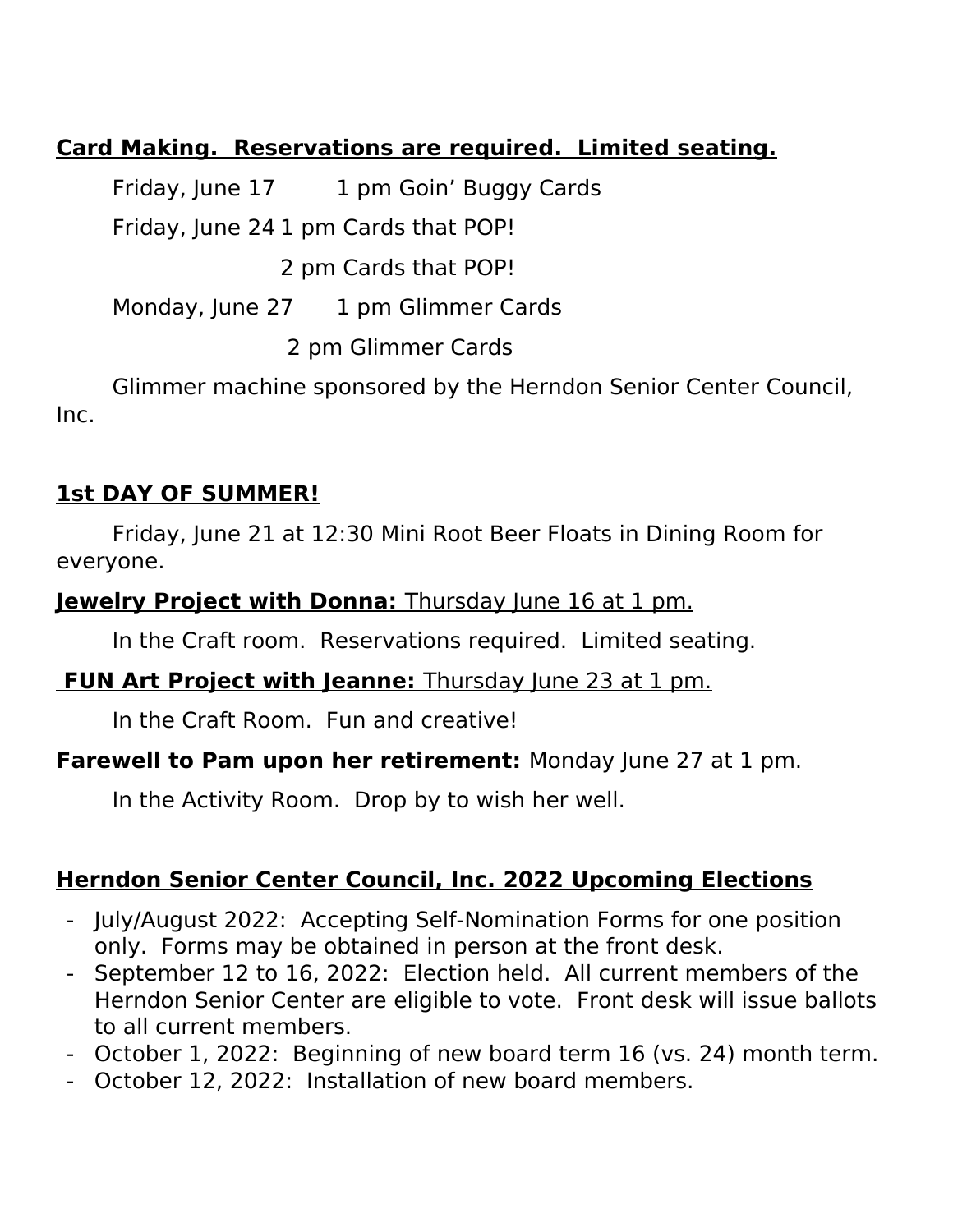**Card Making.  Reservations are required.  Limited seating.**

Friday, June 17 1 pm Goin' Buggy Cards

Friday, June 24 1 pm Cards that POP!

2 pm Cards that POP!

Monday, June 27 1 pm Glimmer Cards

2 pm Glimmer Cards

Glimmer machine sponsored by the Herndon Senior Center Council, Inc.

**1st DAY OF SUMMER!**

Friday, June 21 at 12:30 Mini Root Beer Floats in Dining Room for everyone.

**Jewelry Project with Donna:** Thursday June 16 at 1 pm.

In the Craft room.  Reservations required.  Limited seating.

**FUN Art Project with Jeanne:** Thursday June 23 at 1 pm.

In the Craft Room.  Fun and creative!

**Farewell to Pam upon her retirement:** Monday June 27 at 1 pm.

In the Activity Room.  Drop by to wish her well.

**Herndon Senior Center Council, Inc. 2022 Upcoming Elections**

- July/August 2022:  Accepting Self-Nomination Forms for one position only.  Forms may be obtained in person at the front desk.
- September 12 to 16, 2022:  Election held.  All current members of the Herndon Senior Center are eligible to vote.  Front desk will issue ballots to all current members.
- October 1, 2022:  Beginning of new board term 16 (vs. 24) month term.
- October 12, 2022:  Installation of new board members.